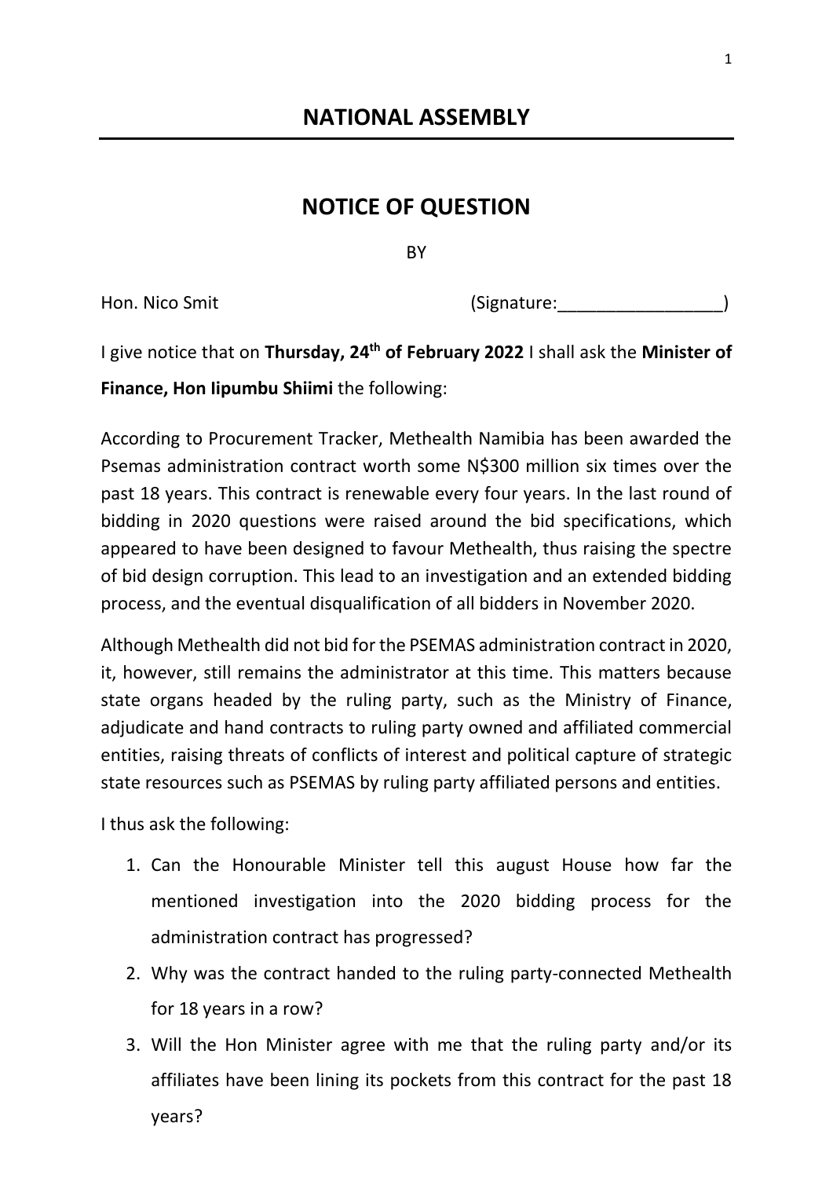# NATIONAL ASSEMBLY

## NOTICE OF QUESTION

BY

Hon. Nico Smit (Signature:_________________)

I give notice that on **Thursday, 24th of February 2022** I shall ask the **Minister of Finance, Hon Iipumbu Shiimi** the following:

According to Procurement Tracker, Methealth Namibia has been awarded the Psemas administration contract worth some N$300 million six times over the past 18 years. This contract is renewable every four years. In the last round of bidding in 2020 questions were raised around the bid specifications, which appeared to have been designed to favour Methealth, thus raising the spectre of bid design corruption. This lead to an investigation and an extended bidding process, and the eventual disqualification of all bidders in November 2020.

Although Methealth did not bid for the PSEMAS administration contract in 2020, it, however, still remains the administrator at this time. This matters because state organs headed by the ruling party, such as the Ministry of Finance, adjudicate and hand contracts to ruling party owned and affiliated commercial entities, raising threats of conflicts of interest and political capture of strategic state resources such as PSEMAS by ruling party affiliated persons and entities.

I thus ask the following:

1. Can the Honourable Minister tell this august House how far the mentioned investigation into the 2020 bidding process for the administration contract has progressed?
2. Why was the contract handed to the ruling party-connected Methealth for 18 years in a row?
3. Will the Hon Minister agree with me that the ruling party and/or its affiliates have been lining its pockets from this contract for the past 18 years?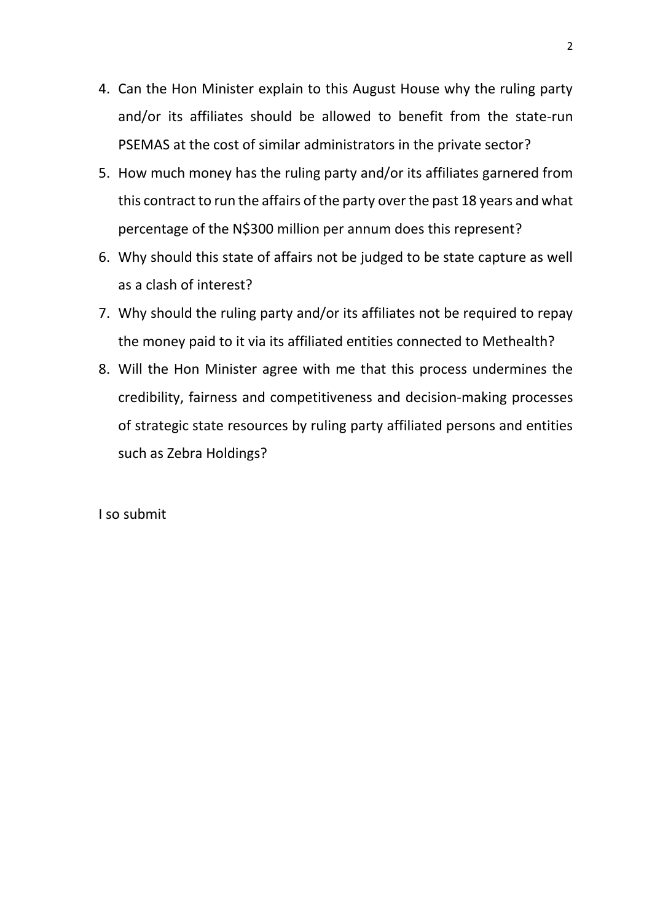4. Can the Hon Minister explain to this August House why the ruling party and/or its affiliates should be allowed to benefit from the state-run PSEMAS at the cost of similar administrators in the private sector?
5. How much money has the ruling party and/or its affiliates garnered from this contract to run the affairs of the party over the past 18 years and what percentage of the N$300 million per annum does this represent?
6. Why should this state of affairs not be judged to be state capture as well as a clash of interest?
7. Why should the ruling party and/or its affiliates not be required to repay the money paid to it via its affiliated entities connected to Methealth?
8. Will the Hon Minister agree with me that this process undermines the credibility, fairness and competitiveness and decision-making processes of strategic state resources by ruling party affiliated persons and entities such as Zebra Holdings?

I so submit